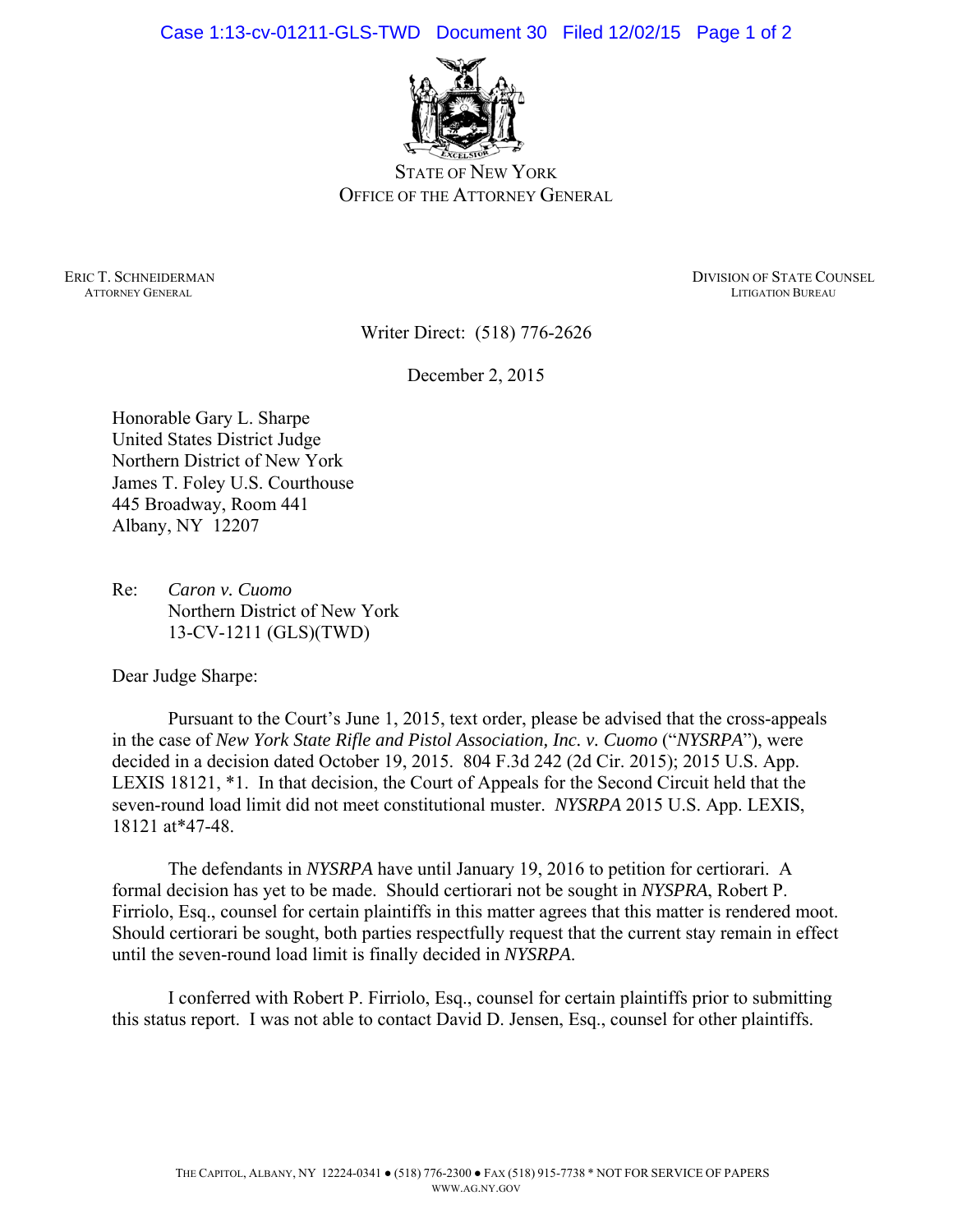STATE OF NEW YORK
OFFICE OF THE ATTORNEY GENERAL

ERIC T. SCHNEIDERMAN
ATTORNEY GENERAL

DIVISION OF STATE COUNSEL
LITIGATION BUREAU

Writer Direct: (518) 776-2626

December 2, 2015

Honorable Gary L. Sharpe
United States District Judge
Northern District of New York
James T. Foley U.S. Courthouse
445 Broadway, Room 441
Albany, NY 12207

Re: *Caron v. Cuomo*
Northern District of New York
13-CV-1211 (GLS)(TWD)

Dear Judge Sharpe:

Pursuant to the Court's June 1, 2015, text order, please be advised that the cross-appeals in the case of *New York State Rifle and Pistol Association, Inc. v. Cuomo* ("*NYSRPA*"), were decided in a decision dated October 19, 2015. 804 F.3d 242 (2d Cir. 2015); 2015 U.S. App. LEXIS 18121, *1. In that decision, the Court of Appeals for the Second Circuit held that the seven-round load limit did not meet constitutional muster. *NYSRPA* 2015 U.S. App. LEXIS, 18121 at*47-48.

The defendants in *NYSRPA* have until January 19, 2016 to petition for certiorari. A formal decision has yet to be made. Should certiorari not be sought in *NYSPRA*, Robert P. Firriolo, Esq., counsel for certain plaintiffs in this matter agrees that this matter is rendered moot. Should certiorari be sought, both parties respectfully request that the current stay remain in effect until the seven-round load limit is finally decided in *NYSRPA*.

I conferred with Robert P. Firriolo, Esq., counsel for certain plaintiffs prior to submitting this status report. I was not able to contact David D. Jensen, Esq., counsel for other plaintiffs.

THE CAPITOL, ALBANY, NY 12224-0341 ● (518) 776-2300 ● FAX (518) 915-7738 * NOT FOR SERVICE OF PAPERS
WWW.AG.NY.GOV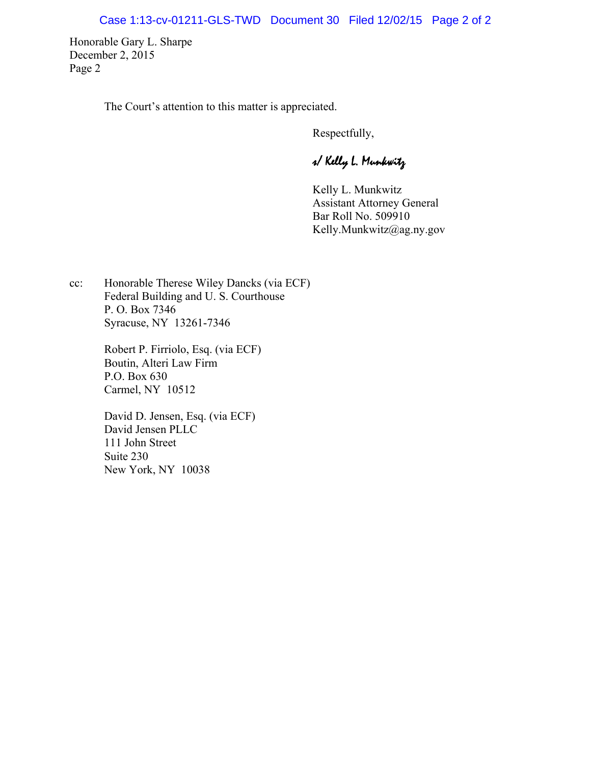Honorable Gary L. Sharpe
December 2, 2015
Page 2

The Court's attention to this matter is appreciated.

Respectfully,

s/ Kelly L. Munkwitz

Kelly L. Munkwitz
Assistant Attorney General
Bar Roll No. 509910
Kelly.Munkwitz@ag.ny.gov

cc: Honorable Therese Wiley Dancks (via ECF)
Federal Building and U. S. Courthouse
P. O. Box 7346
Syracuse, NY 13261-7346

Robert P. Firriolo, Esq. (via ECF)
Boutin, Alteri Law Firm
P.O. Box 630
Carmel, NY 10512

David D. Jensen, Esq. (via ECF)
David Jensen PLLC
111 John Street
Suite 230
New York, NY 10038